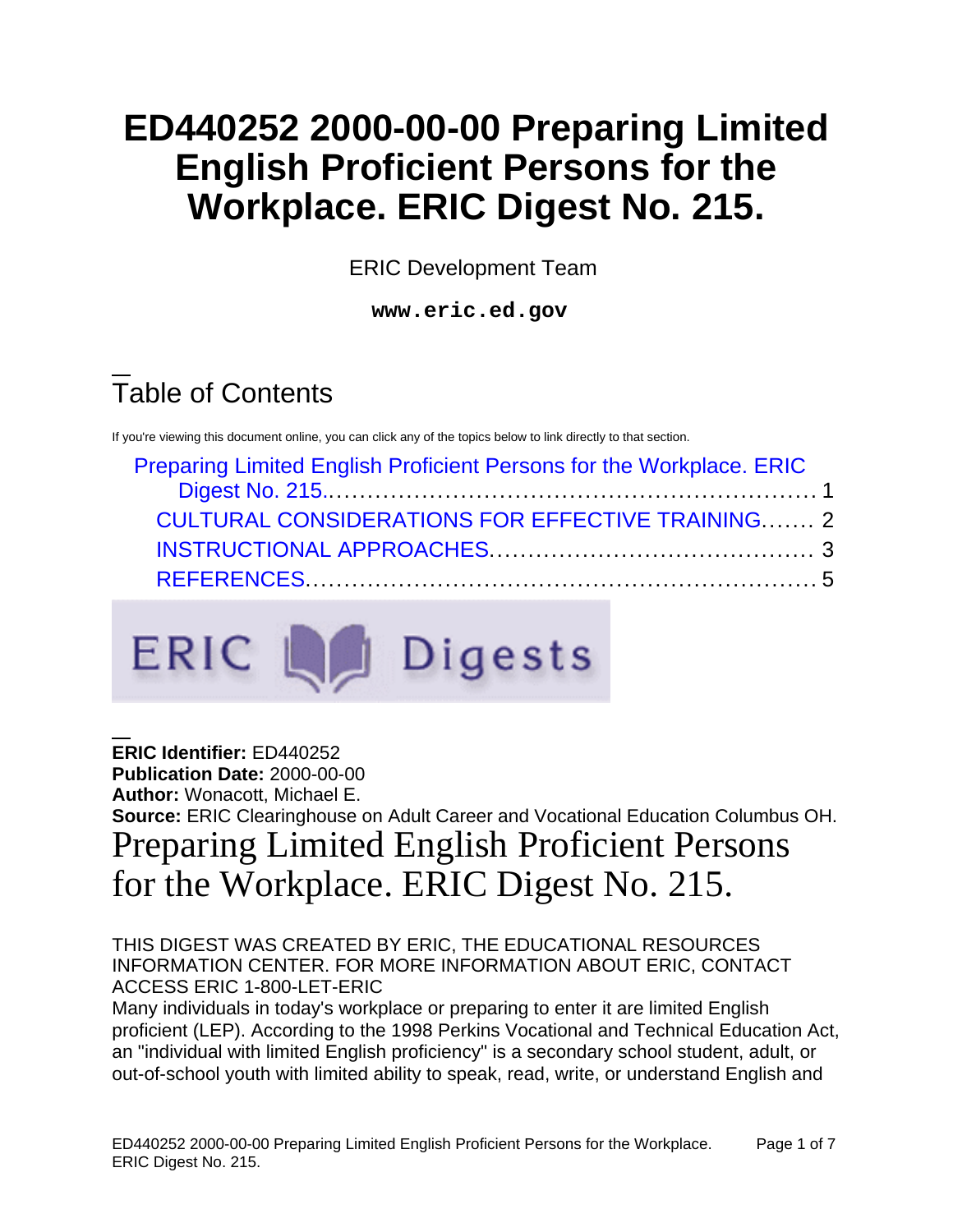# ED440252 2000-00-00 Preparing Limited English Proficient Persons for the Workplace. ERIC Digest No. 215.

ERIC Development Team

**www.eric.ed.gov**

## Table of Contents

If you're viewing this document online, you can click any of the topics below to link directly to that section.

- Preparing Limited English Proficient Persons for the Workplace. ERIC Digest No. 215.......... 1
  - CULTURAL CONSIDERATIONS FOR EFFECTIVE TRAINING....... 2
  - INSTRUCTIONAL APPROACHES.......... 3
  - REFERENCES.......... 5

**ERIC Identifier:** ED440252
**Publication Date:** 2000-00-00
**Author:** Wonacott, Michael E.
**Source:** ERIC Clearinghouse on Adult Career and Vocational Education Columbus OH.

# Preparing Limited English Proficient Persons for the Workplace. ERIC Digest No. 215.

THIS DIGEST WAS CREATED BY ERIC, THE EDUCATIONAL RESOURCES INFORMATION CENTER. FOR MORE INFORMATION ABOUT ERIC, CONTACT ACCESS ERIC 1-800-LET-ERIC

Many individuals in today's workplace or preparing to enter it are limited English proficient (LEP). According to the 1998 Perkins Vocational and Technical Education Act, an "individual with limited English proficiency" is a secondary school student, adult, or out-of-school youth with limited ability to speak, read, write, or understand English and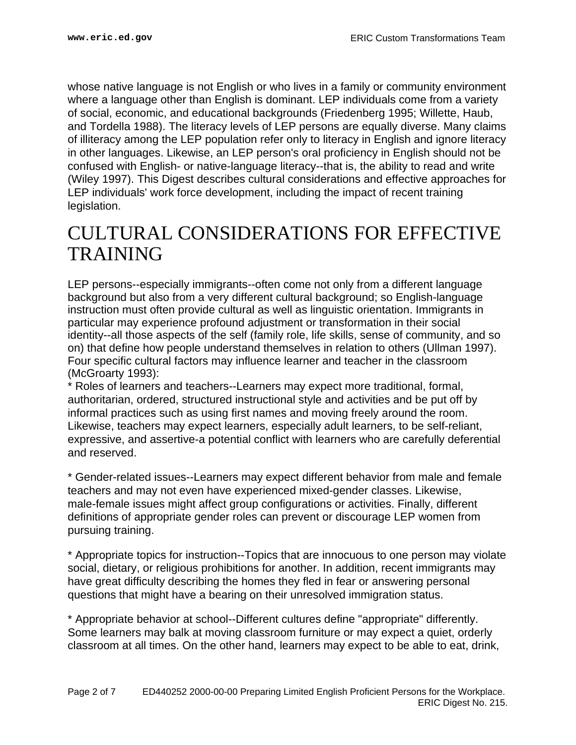whose native language is not English or who lives in a family or community environment where a language other than English is dominant. LEP individuals come from a variety of social, economic, and educational backgrounds (Friedenberg 1995; Willette, Haub, and Tordella 1988). The literacy levels of LEP persons are equally diverse. Many claims of illiteracy among the LEP population refer only to literacy in English and ignore literacy in other languages. Likewise, an LEP person's oral proficiency in English should not be confused with English- or native-language literacy--that is, the ability to read and write (Wiley 1997). This Digest describes cultural considerations and effective approaches for LEP individuals' work force development, including the impact of recent training legislation.

# CULTURAL CONSIDERATIONS FOR EFFECTIVE TRAINING

LEP persons--especially immigrants--often come not only from a different language background but also from a very different cultural background; so English-language instruction must often provide cultural as well as linguistic orientation. Immigrants in particular may experience profound adjustment or transformation in their social identity--all those aspects of the self (family role, life skills, sense of community, and so on) that define how people understand themselves in relation to others (Ullman 1997). Four specific cultural factors may influence learner and teacher in the classroom (McGroarty 1993):

* Roles of learners and teachers--Learners may expect more traditional, formal, authoritarian, ordered, structured instructional style and activities and be put off by informal practices such as using first names and moving freely around the room. Likewise, teachers may expect learners, especially adult learners, to be self-reliant, expressive, and assertive-a potential conflict with learners who are carefully deferential and reserved.

* Gender-related issues--Learners may expect different behavior from male and female teachers and may not even have experienced mixed-gender classes. Likewise, male-female issues might affect group configurations or activities. Finally, different definitions of appropriate gender roles can prevent or discourage LEP women from pursuing training.

* Appropriate topics for instruction--Topics that are innocuous to one person may violate social, dietary, or religious prohibitions for another. In addition, recent immigrants may have great difficulty describing the homes they fled in fear or answering personal questions that might have a bearing on their unresolved immigration status.

* Appropriate behavior at school--Different cultures define "appropriate" differently. Some learners may balk at moving classroom furniture or may expect a quiet, orderly classroom at all times. On the other hand, learners may expect to be able to eat, drink,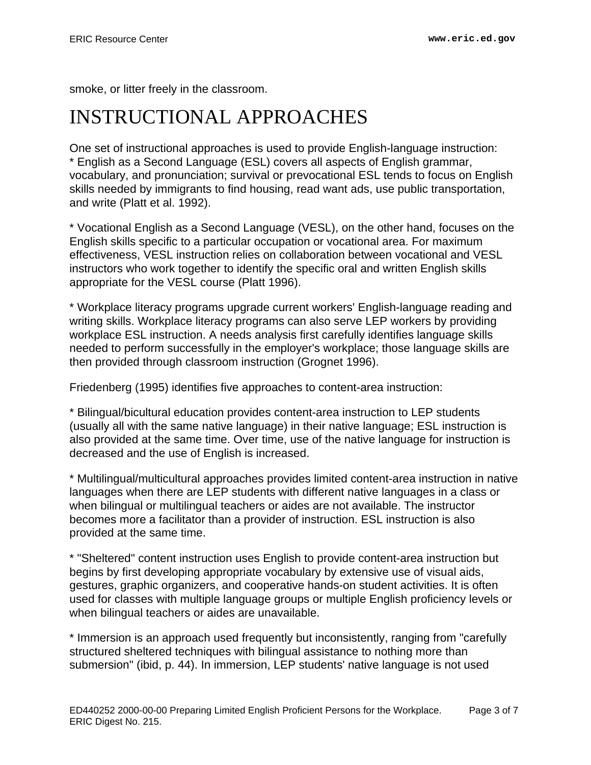smoke, or litter freely in the classroom.

# INSTRUCTIONAL APPROACHES

One set of instructional approaches is used to provide English-language instruction:
* English as a Second Language (ESL) covers all aspects of English grammar, vocabulary, and pronunciation; survival or prevocational ESL tends to focus on English skills needed by immigrants to find housing, read want ads, use public transportation, and write (Platt et al. 1992).

* Vocational English as a Second Language (VESL), on the other hand, focuses on the English skills specific to a particular occupation or vocational area. For maximum effectiveness, VESL instruction relies on collaboration between vocational and VESL instructors who work together to identify the specific oral and written English skills appropriate for the VESL course (Platt 1996).

* Workplace literacy programs upgrade current workers' English-language reading and writing skills. Workplace literacy programs can also serve LEP workers by providing workplace ESL instruction. A needs analysis first carefully identifies language skills needed to perform successfully in the employer's workplace; those language skills are then provided through classroom instruction (Grognet 1996).

Friedenberg (1995) identifies five approaches to content-area instruction:

* Bilingual/bicultural education provides content-area instruction to LEP students (usually all with the same native language) in their native language; ESL instruction is also provided at the same time. Over time, use of the native language for instruction is decreased and the use of English is increased.

* Multilingual/multicultural approaches provides limited content-area instruction in native languages when there are LEP students with different native languages in a class or when bilingual or multilingual teachers or aides are not available. The instructor becomes more a facilitator than a provider of instruction. ESL instruction is also provided at the same time.

* "Sheltered" content instruction uses English to provide content-area instruction but begins by first developing appropriate vocabulary by extensive use of visual aids, gestures, graphic organizers, and cooperative hands-on student activities. It is often used for classes with multiple language groups or multiple English proficiency levels or when bilingual teachers or aides are unavailable.

* Immersion is an approach used frequently but inconsistently, ranging from "carefully structured sheltered techniques with bilingual assistance to nothing more than submersion" (ibid, p. 44). In immersion, LEP students' native language is not used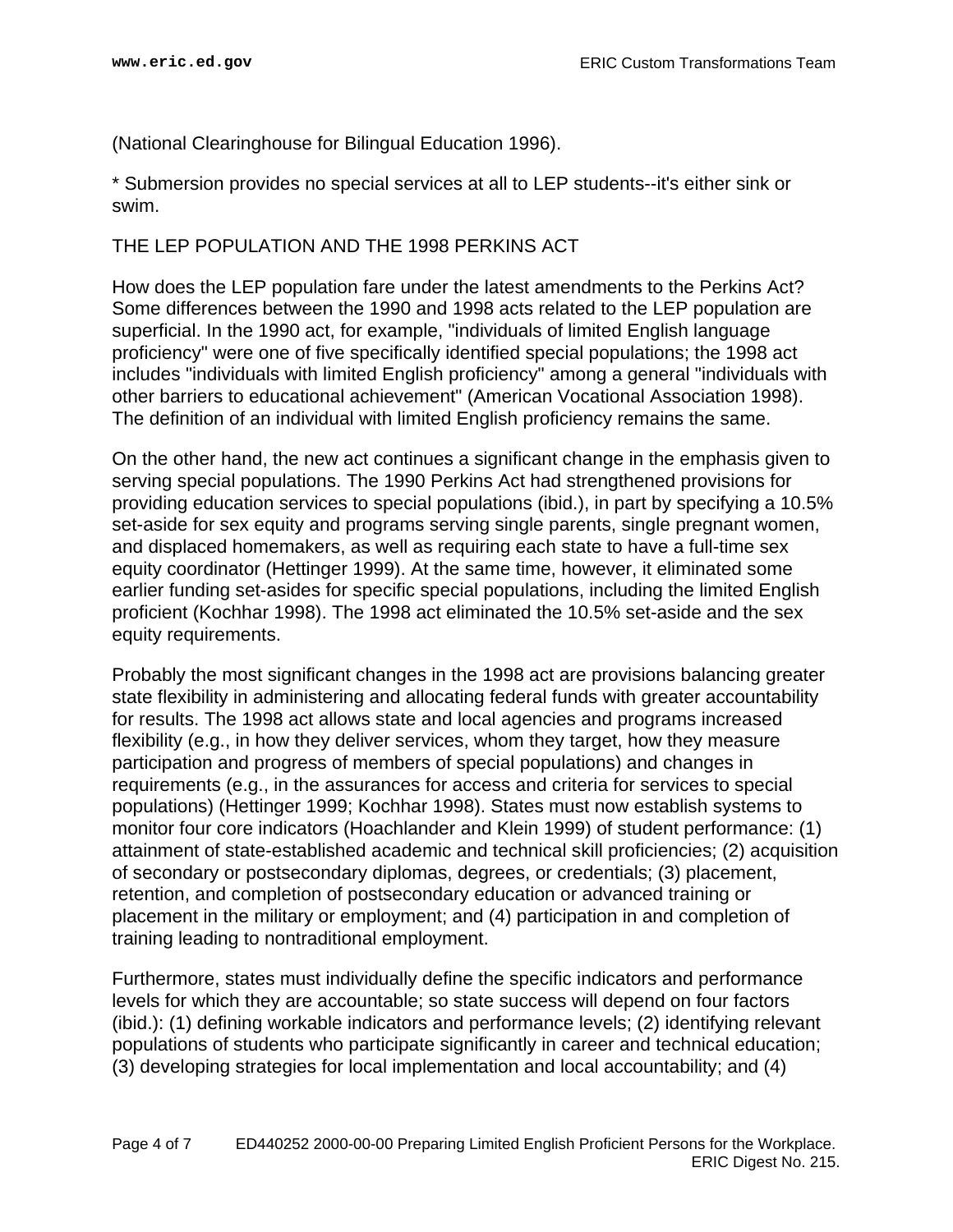(National Clearinghouse for Bilingual Education 1996).

* Submersion provides no special services at all to LEP students--it's either sink or swim.

## THE LEP POPULATION AND THE 1998 PERKINS ACT

How does the LEP population fare under the latest amendments to the Perkins Act? Some differences between the 1990 and 1998 acts related to the LEP population are superficial. In the 1990 act, for example, "individuals of limited English language proficiency" were one of five specifically identified special populations; the 1998 act includes "individuals with limited English proficiency" among a general "individuals with other barriers to educational achievement" (American Vocational Association 1998). The definition of an individual with limited English proficiency remains the same.

On the other hand, the new act continues a significant change in the emphasis given to serving special populations. The 1990 Perkins Act had strengthened provisions for providing education services to special populations (ibid.), in part by specifying a 10.5% set-aside for sex equity and programs serving single parents, single pregnant women, and displaced homemakers, as well as requiring each state to have a full-time sex equity coordinator (Hettinger 1999). At the same time, however, it eliminated some earlier funding set-asides for specific special populations, including the limited English proficient (Kochhar 1998). The 1998 act eliminated the 10.5% set-aside and the sex equity requirements.

Probably the most significant changes in the 1998 act are provisions balancing greater state flexibility in administering and allocating federal funds with greater accountability for results. The 1998 act allows state and local agencies and programs increased flexibility (e.g., in how they deliver services, whom they target, how they measure participation and progress of members of special populations) and changes in requirements (e.g., in the assurances for access and criteria for services to special populations) (Hettinger 1999; Kochhar 1998). States must now establish systems to monitor four core indicators (Hoachlander and Klein 1999) of student performance: (1) attainment of state-established academic and technical skill proficiencies; (2) acquisition of secondary or postsecondary diplomas, degrees, or credentials; (3) placement, retention, and completion of postsecondary education or advanced training or placement in the military or employment; and (4) participation in and completion of training leading to nontraditional employment.

Furthermore, states must individually define the specific indicators and performance levels for which they are accountable; so state success will depend on four factors (ibid.): (1) defining workable indicators and performance levels; (2) identifying relevant populations of students who participate significantly in career and technical education; (3) developing strategies for local implementation and local accountability; and (4)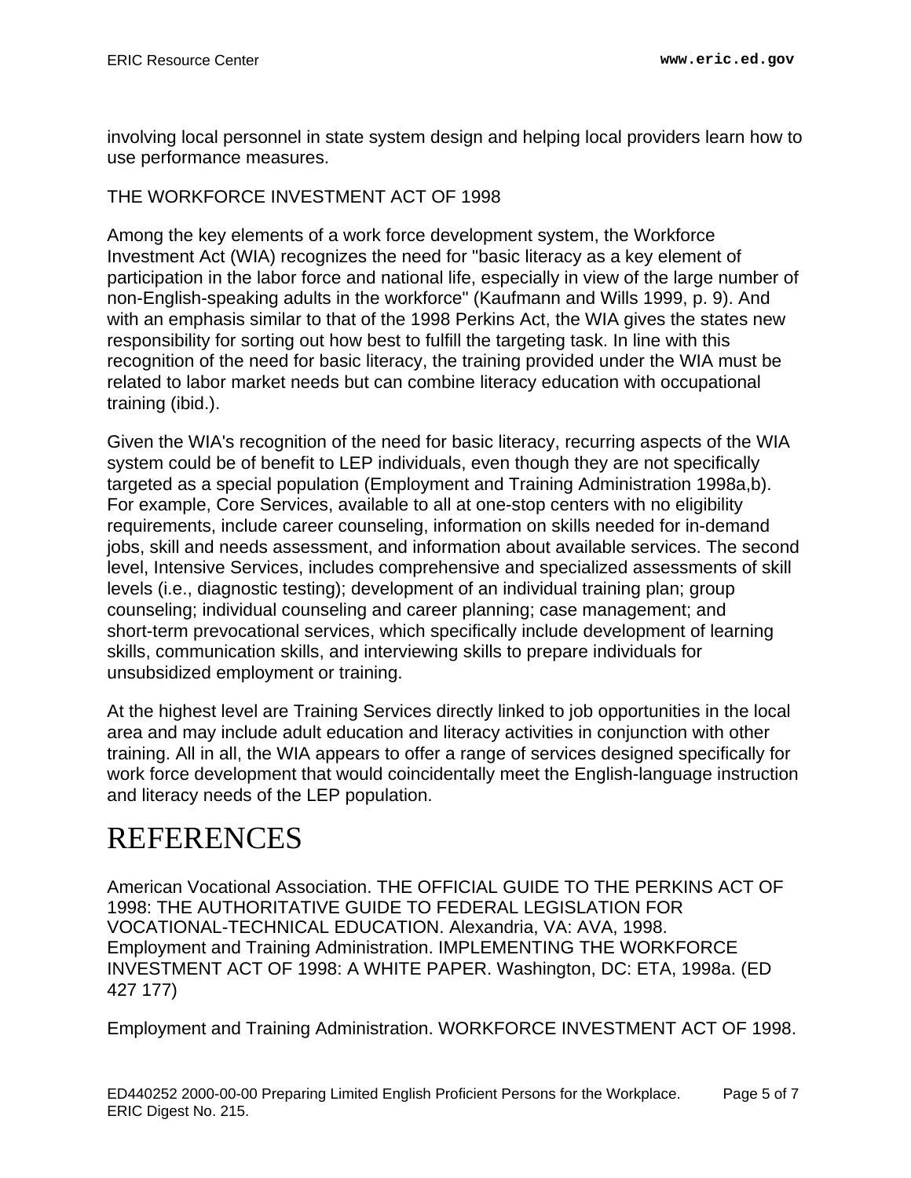involving local personnel in state system design and helping local providers learn how to use performance measures.

THE WORKFORCE INVESTMENT ACT OF 1998

Among the key elements of a work force development system, the Workforce Investment Act (WIA) recognizes the need for "basic literacy as a key element of participation in the labor force and national life, especially in view of the large number of non-English-speaking adults in the workforce" (Kaufmann and Wills 1999, p. 9). And with an emphasis similar to that of the 1998 Perkins Act, the WIA gives the states new responsibility for sorting out how best to fulfill the targeting task. In line with this recognition of the need for basic literacy, the training provided under the WIA must be related to labor market needs but can combine literacy education with occupational training (ibid.).

Given the WIA's recognition of the need for basic literacy, recurring aspects of the WIA system could be of benefit to LEP individuals, even though they are not specifically targeted as a special population (Employment and Training Administration 1998a,b). For example, Core Services, available to all at one-stop centers with no eligibility requirements, include career counseling, information on skills needed for in-demand jobs, skill and needs assessment, and information about available services. The second level, Intensive Services, includes comprehensive and specialized assessments of skill levels (i.e., diagnostic testing); development of an individual training plan; group counseling; individual counseling and career planning; case management; and short-term prevocational services, which specifically include development of learning skills, communication skills, and interviewing skills to prepare individuals for unsubsidized employment or training.

At the highest level are Training Services directly linked to job opportunities in the local area and may include adult education and literacy activities in conjunction with other training. All in all, the WIA appears to offer a range of services designed specifically for work force development that would coincidentally meet the English-language instruction and literacy needs of the LEP population.

# REFERENCES

American Vocational Association. THE OFFICIAL GUIDE TO THE PERKINS ACT OF 1998: THE AUTHORITATIVE GUIDE TO FEDERAL LEGISLATION FOR VOCATIONAL-TECHNICAL EDUCATION. Alexandria, VA: AVA, 1998.
Employment and Training Administration. IMPLEMENTING THE WORKFORCE INVESTMENT ACT OF 1998: A WHITE PAPER. Washington, DC: ETA, 1998a. (ED 427 177)

Employment and Training Administration. WORKFORCE INVESTMENT ACT OF 1998.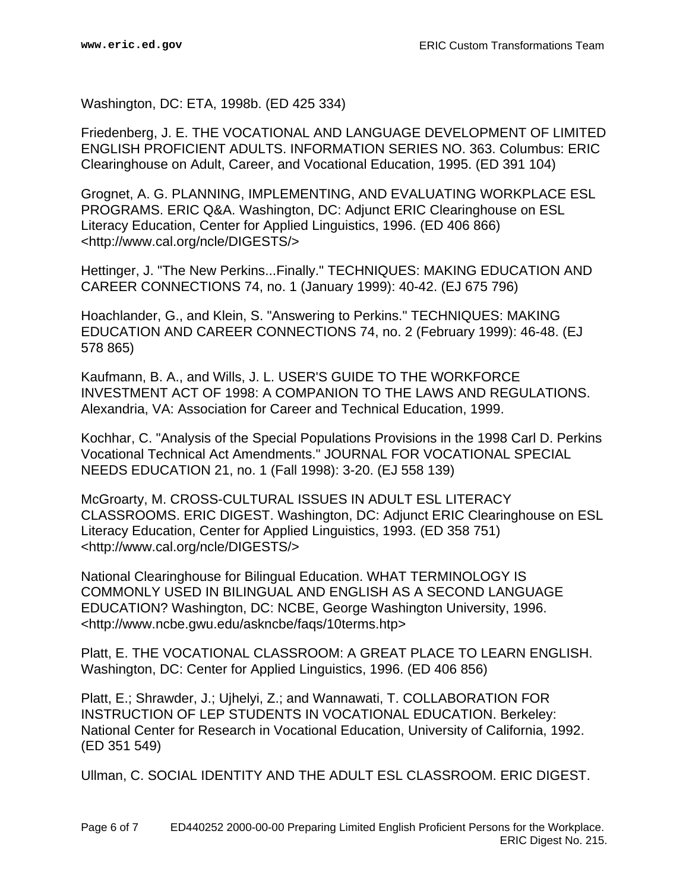Washington, DC: ETA, 1998b. (ED 425 334)

Friedenberg, J. E. THE VOCATIONAL AND LANGUAGE DEVELOPMENT OF LIMITED ENGLISH PROFICIENT ADULTS. INFORMATION SERIES NO. 363. Columbus: ERIC Clearinghouse on Adult, Career, and Vocational Education, 1995. (ED 391 104)

Grognet, A. G. PLANNING, IMPLEMENTING, AND EVALUATING WORKPLACE ESL PROGRAMS. ERIC Q&A. Washington, DC: Adjunct ERIC Clearinghouse on ESL Literacy Education, Center for Applied Linguistics, 1996. (ED 406 866) <http://www.cal.org/ncle/DIGESTS/>

Hettinger, J. "The New Perkins...Finally." TECHNIQUES: MAKING EDUCATION AND CAREER CONNECTIONS 74, no. 1 (January 1999): 40-42. (EJ 675 796)

Hoachlander, G., and Klein, S. "Answering to Perkins." TECHNIQUES: MAKING EDUCATION AND CAREER CONNECTIONS 74, no. 2 (February 1999): 46-48. (EJ 578 865)

Kaufmann, B. A., and Wills, J. L. USER'S GUIDE TO THE WORKFORCE INVESTMENT ACT OF 1998: A COMPANION TO THE LAWS AND REGULATIONS. Alexandria, VA: Association for Career and Technical Education, 1999.

Kochhar, C. "Analysis of the Special Populations Provisions in the 1998 Carl D. Perkins Vocational Technical Act Amendments." JOURNAL FOR VOCATIONAL SPECIAL NEEDS EDUCATION 21, no. 1 (Fall 1998): 3-20. (EJ 558 139)

McGroarty, M. CROSS-CULTURAL ISSUES IN ADULT ESL LITERACY CLASSROOMS. ERIC DIGEST. Washington, DC: Adjunct ERIC Clearinghouse on ESL Literacy Education, Center for Applied Linguistics, 1993. (ED 358 751) <http://www.cal.org/ncle/DIGESTS/>

National Clearinghouse for Bilingual Education. WHAT TERMINOLOGY IS COMMONLY USED IN BILINGUAL AND ENGLISH AS A SECOND LANGUAGE EDUCATION? Washington, DC: NCBE, George Washington University, 1996. <http://www.ncbe.gwu.edu/askncbe/faqs/10terms.htp>

Platt, E. THE VOCATIONAL CLASSROOM: A GREAT PLACE TO LEARN ENGLISH. Washington, DC: Center for Applied Linguistics, 1996. (ED 406 856)

Platt, E.; Shrawder, J.; Ujhelyi, Z.; and Wannawati, T. COLLABORATION FOR INSTRUCTION OF LEP STUDENTS IN VOCATIONAL EDUCATION. Berkeley: National Center for Research in Vocational Education, University of California, 1992. (ED 351 549)

Ullman, C. SOCIAL IDENTITY AND THE ADULT ESL CLASSROOM. ERIC DIGEST.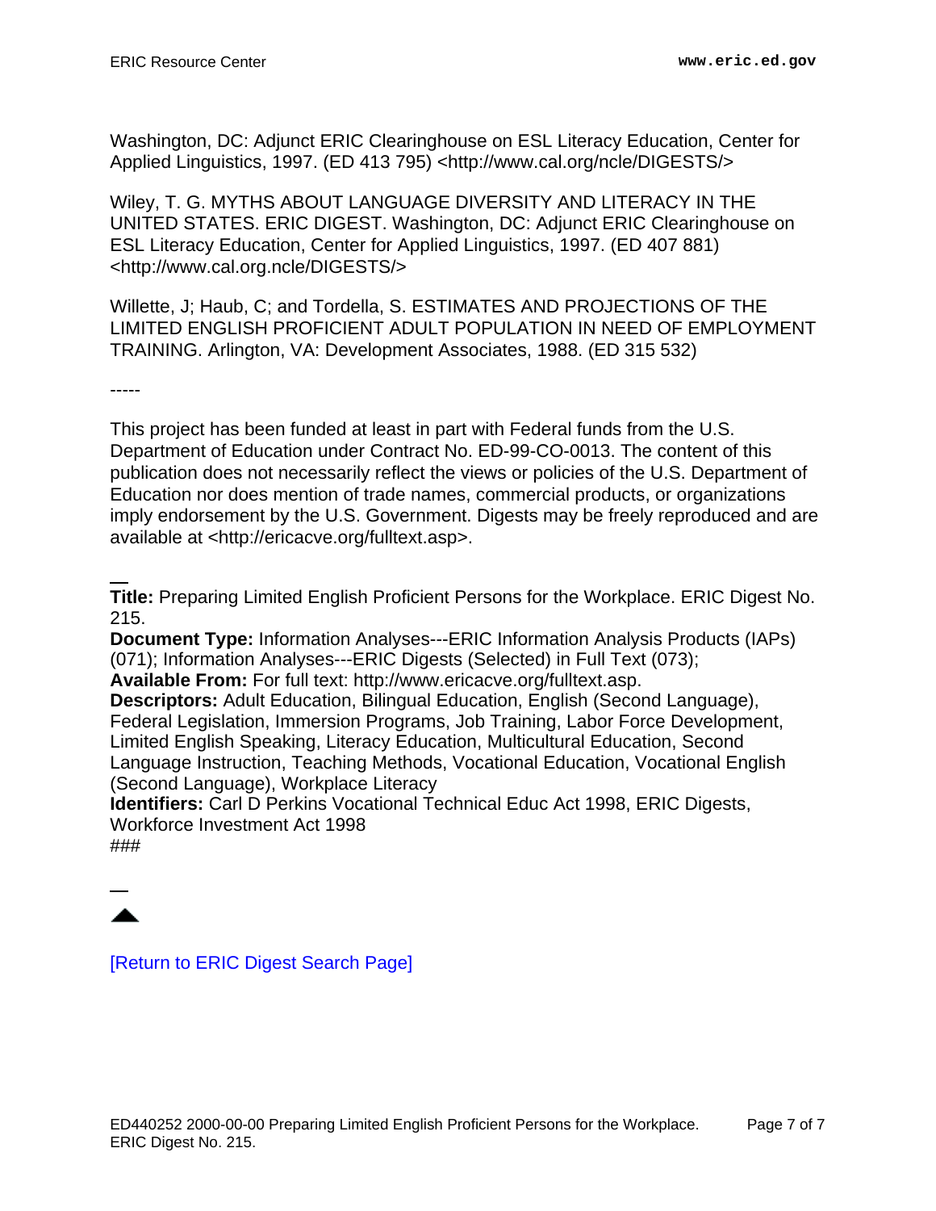Washington, DC: Adjunct ERIC Clearinghouse on ESL Literacy Education, Center for Applied Linguistics, 1997. (ED 413 795) <http://www.cal.org/ncle/DIGESTS/>

Wiley, T. G. MYTHS ABOUT LANGUAGE DIVERSITY AND LITERACY IN THE UNITED STATES. ERIC DIGEST. Washington, DC: Adjunct ERIC Clearinghouse on ESL Literacy Education, Center for Applied Linguistics, 1997. (ED 407 881) <http://www.cal.org.ncle/DIGESTS/>

Willette, J; Haub, C; and Tordella, S. ESTIMATES AND PROJECTIONS OF THE LIMITED ENGLISH PROFICIENT ADULT POPULATION IN NEED OF EMPLOYMENT TRAINING. Arlington, VA: Development Associates, 1988. (ED 315 532)

-----

This project has been funded at least in part with Federal funds from the U.S. Department of Education under Contract No. ED-99-CO-0013. The content of this publication does not necessarily reflect the views or policies of the U.S. Department of Education nor does mention of trade names, commercial products, or organizations imply endorsement by the U.S. Government. Digests may be freely reproduced and are available at <http://ericacve.org/fulltext.asp>.

---

**Title:** Preparing Limited English Proficient Persons for the Workplace. ERIC Digest No. 215.
**Document Type:** Information Analyses---ERIC Information Analysis Products (IAPs) (071); Information Analyses---ERIC Digests (Selected) in Full Text (073);
**Available From:** For full text: http://www.ericacve.org/fulltext.asp.
**Descriptors:** Adult Education, Bilingual Education, English (Second Language), Federal Legislation, Immersion Programs, Job Training, Labor Force Development, Limited English Speaking, Literacy Education, Multicultural Education, Second Language Instruction, Teaching Methods, Vocational Education, Vocational English (Second Language), Workplace Literacy
**Identifiers:** Carl D Perkins Vocational Technical Educ Act 1998, ERIC Digests, Workforce Investment Act 1998
###

---

[Return to ERIC Digest Search Page]